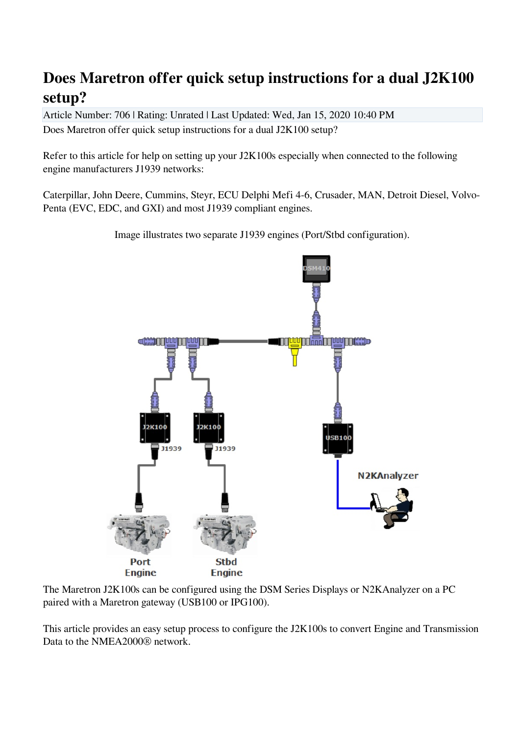# Does Maretron offer quick setup instructions for a dual J2K100 setup?

Article Number: 706 | Rating: Unrated | Last Updated: Wed, Jan 15, 2020 10:40 PM

Does Maretron offer quick setup instructions for a dual J2K100 setup?

Refer to this article for help on setting up your J2K100s especially when connected to the following engine manufacturers J1939 networks:

Caterpillar, John Deere, Cummins, Steyr, ECU Delphi Mefi 4-6, Crusader, MAN, Detroit Diesel, Volvo-Penta (EVC, EDC, and GXI) and most J1939 compliant engines.

Image illustrates two separate J1939 engines (Port/Stbd configuration).

The Maretron J2K100s can be configured using the DSM Series Displays or N2KAnalyzer on a PC paired with a Maretron gateway (USB100 or IPG100).

This article provides an easy setup process to configure the J2K100s to convert Engine and Transmission Data to the NMEA2000® network.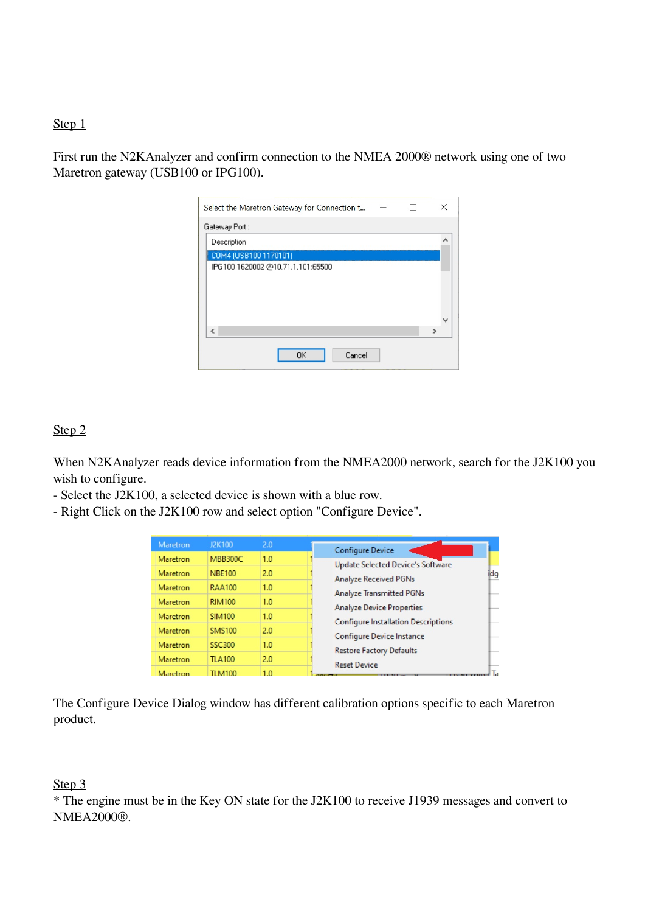Step 1

First run the N2KAnalyzer and confirm connection to the NMEA 2000® network using one of two Maretron gateway (USB100 or IPG100).

Step 2

When N2KAnalyzer reads device information from the NMEA2000 network, search for the J2K100 you wish to configure.
- Select the J2K100, a selected device is shown with a blue row.
- Right Click on the J2K100 row and select option "Configure Device".

The Configure Device Dialog window has different calibration options specific to each Maretron product.

Step 3

* The engine must be in the Key ON state for the J2K100 to receive J1939 messages and convert to NMEA2000®.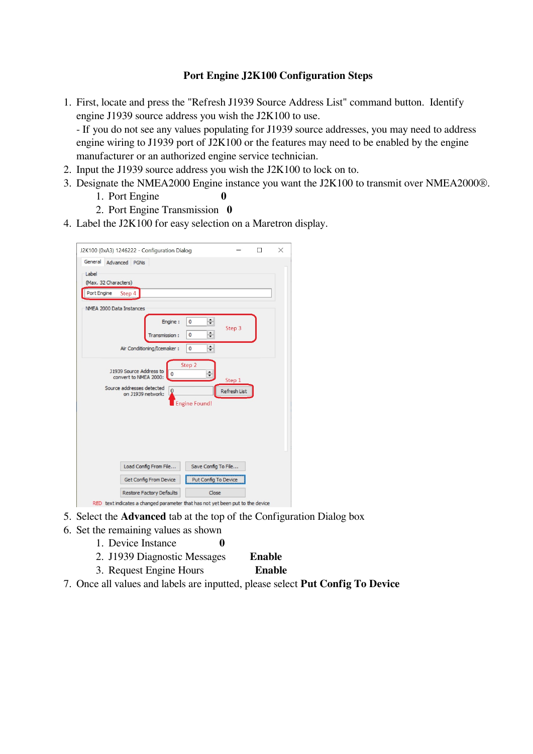**Port Engine J2K100 Configuration Steps**

1. First, locate and press the "Refresh J1939 Source Address List" command button. Identify engine J1939 source address you wish the J2K100 to use.
   - If you do not see any values populating for J1939 source addresses, you may need to address engine wiring to J1939 port of J2K100 or the features may need to be enabled by the engine manufacturer or an authorized engine service technician.
2. Input the J1939 source address you wish the J2K100 to lock on to.
3. Designate the NMEA2000 Engine instance you want the J2K100 to transmit over NMEA2000®.
   1. Port Engine **0**
   2. Port Engine Transmission **0**
4. Label the J2K100 for easy selection on a Maretron display.

5. Select the **Advanced** tab at the top of the Configuration Dialog box
6. Set the remaining values as shown
   1. Device Instance **0**
   2. J1939 Diagnostic Messages **Enable**
   3. Request Engine Hours **Enable**
7. Once all values and labels are inputted, please select **Put Config To Device**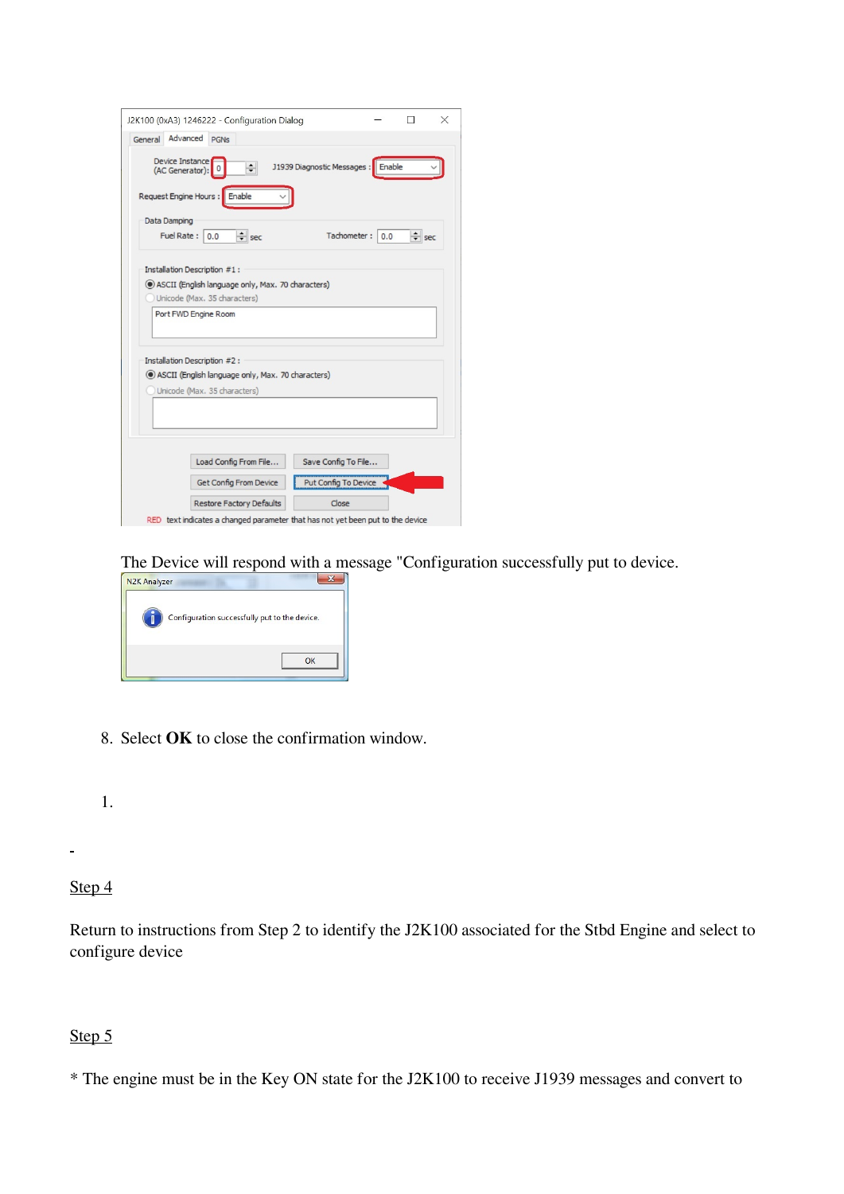The Device will respond with a message "Configuration successfully put to device.

8. Select **OK** to close the confirmation window.

1.

-

Step 4

Return to instructions from Step 2 to identify the J2K100 associated for the Stbd Engine and select to configure device

Step 5

* The engine must be in the Key ON state for the J2K100 to receive J1939 messages and convert to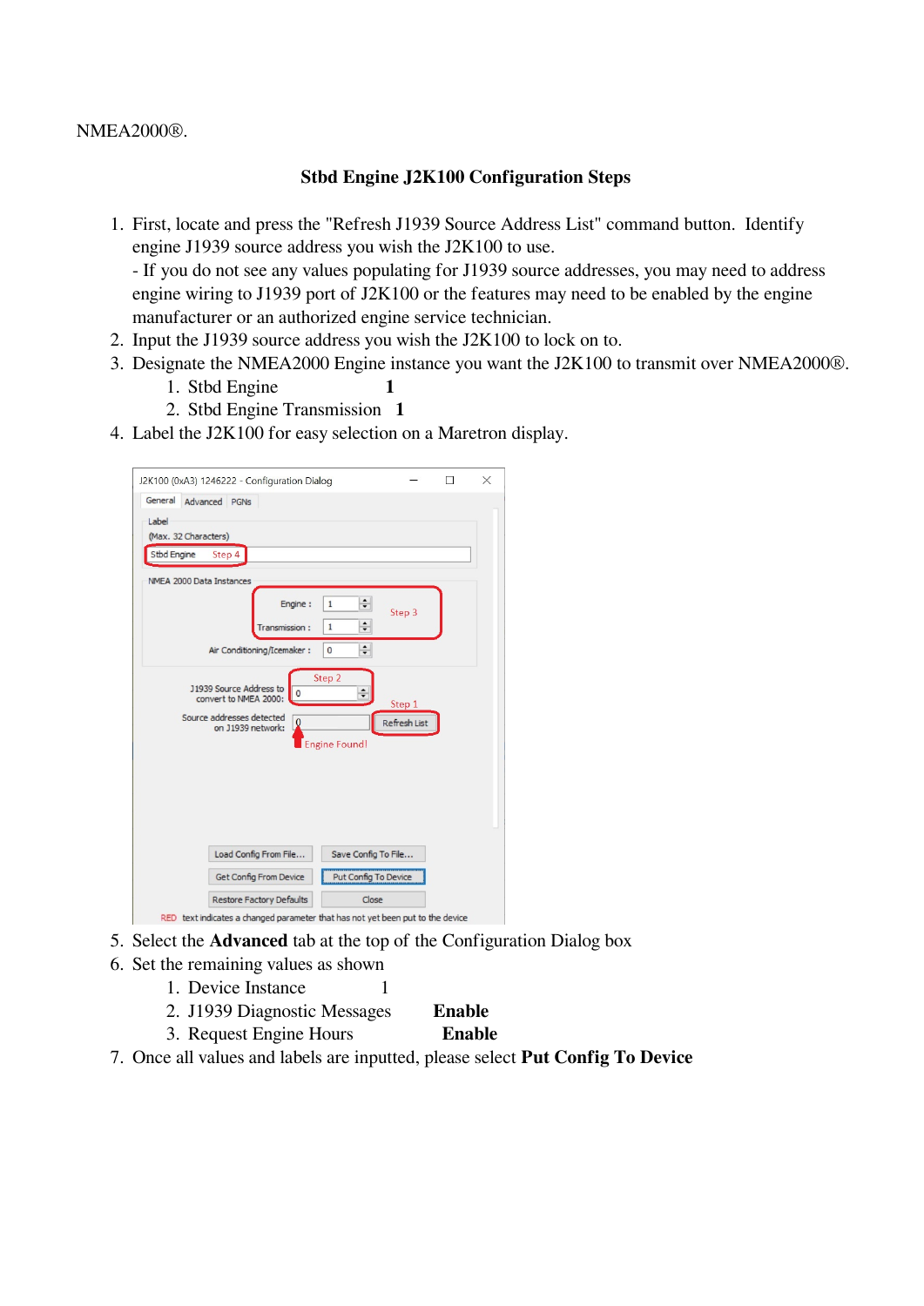NMEA2000®.

**Stbd Engine J2K100 Configuration Steps**

1. First, locate and press the "Refresh J1939 Source Address List" command button. Identify engine J1939 source address you wish the J2K100 to use.
   - If you do not see any values populating for J1939 source addresses, you may need to address engine wiring to J1939 port of J2K100 or the features may need to be enabled by the engine manufacturer or an authorized engine service technician.
2. Input the J1939 source address you wish the J2K100 to lock on to.
3. Designate the NMEA2000 Engine instance you want the J2K100 to transmit over NMEA2000®.
   1. Stbd Engine **1**
   2. Stbd Engine Transmission **1**
4. Label the J2K100 for easy selection on a Maretron display.
5. Select the **Advanced** tab at the top of the Configuration Dialog box
6. Set the remaining values as shown
   1. Device Instance 1
   2. J1939 Diagnostic Messages **Enable**
   3. Request Engine Hours **Enable**
7. Once all values and labels are inputted, please select **Put Config To Device**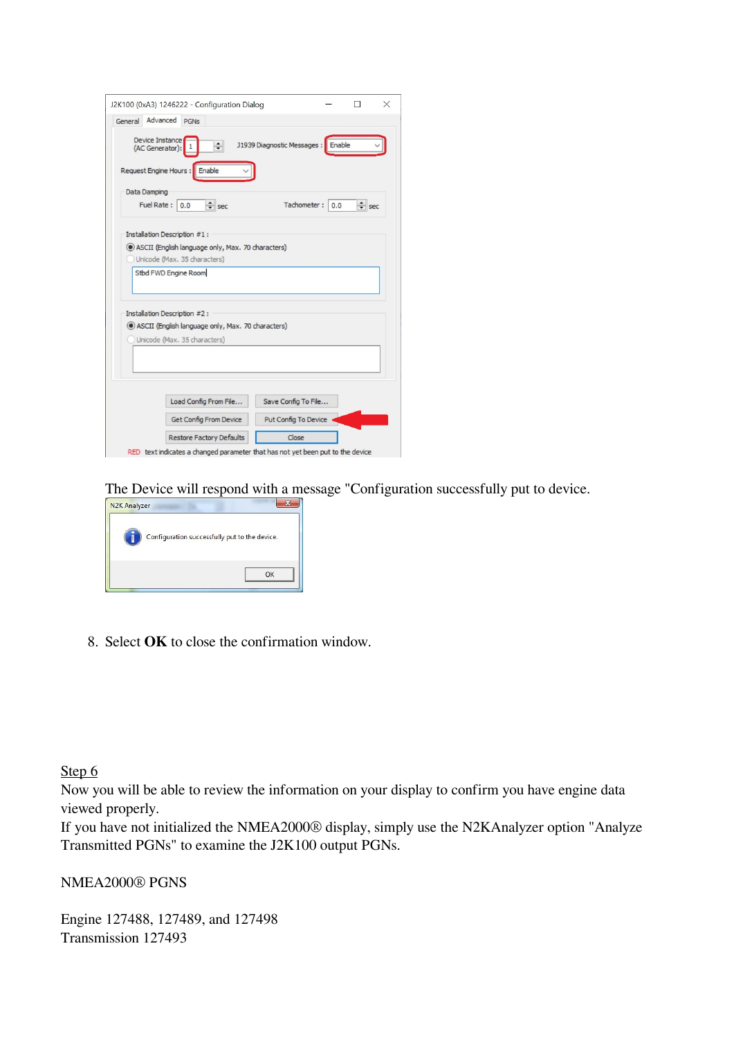The Device will respond with a message "Configuration successfully put to device.

8. Select **OK** to close the confirmation window.

Step 6

Now you will be able to review the information on your display to confirm you have engine data viewed properly.

If you have not initialized the NMEA2000® display, simply use the N2KAnalyzer option "Analyze Transmitted PGNs" to examine the J2K100 output PGNs.

NMEA2000® PGNS

Engine 127488, 127489, and 127498

Transmission 127493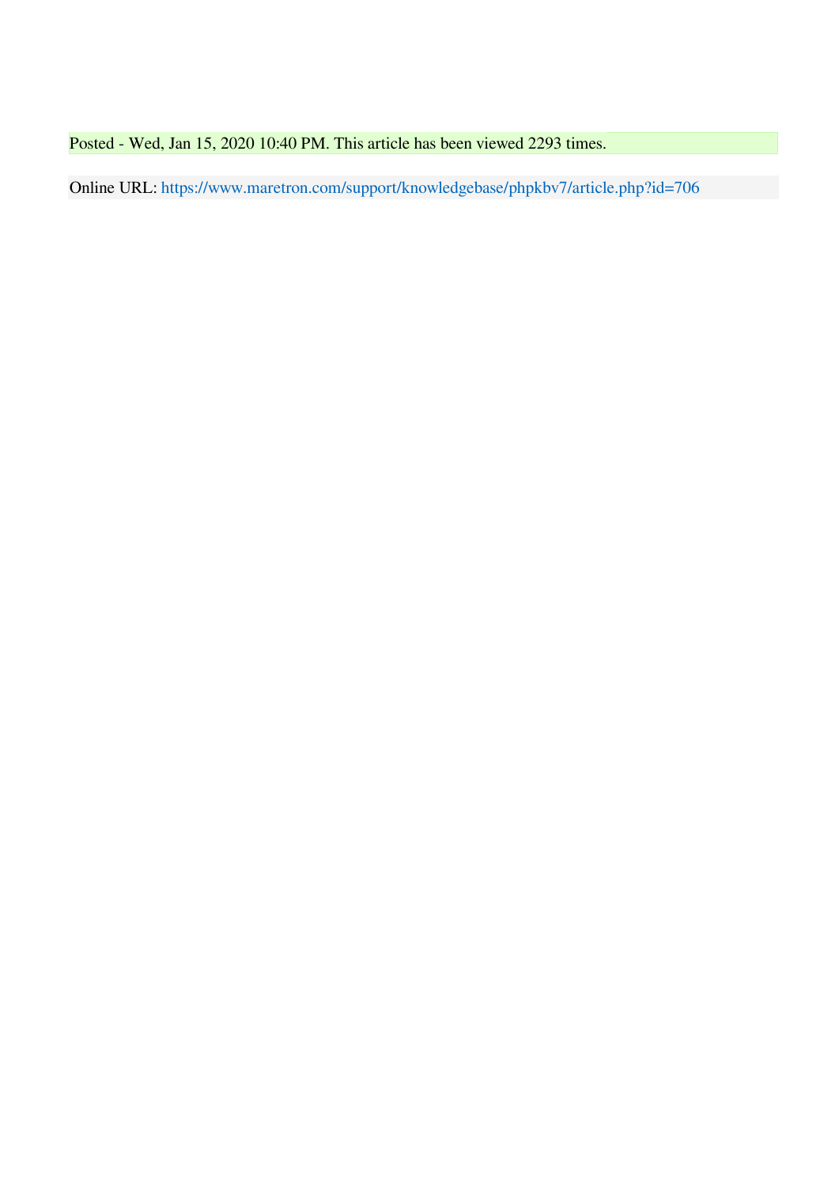Posted - Wed, Jan 15, 2020 10:40 PM. This article has been viewed 2293 times.

Online URL: https://www.maretron.com/support/knowledgebase/phpkbv7/article.php?id=706